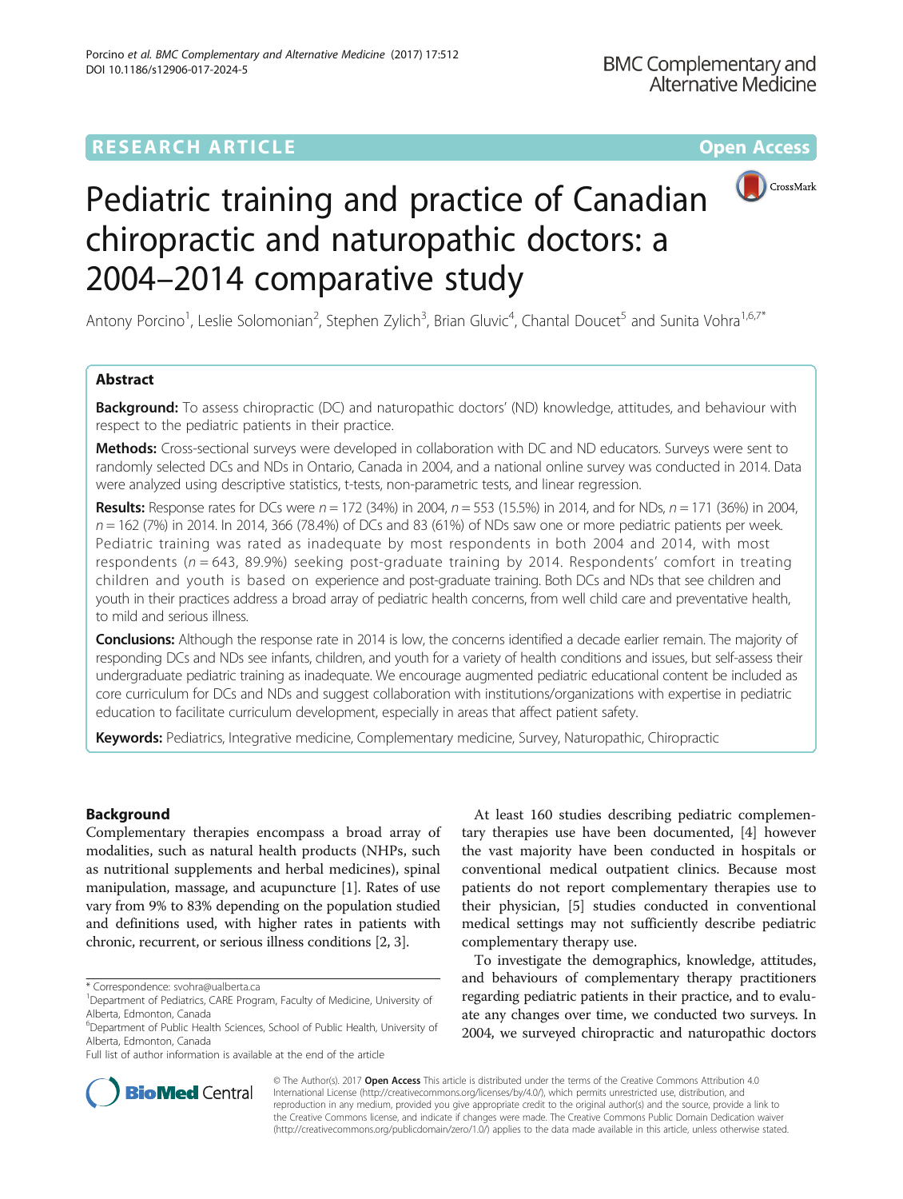RESEARCH ARTICLE

Open Access

# Pediatric training and practice of Canadian chiropractic and naturopathic doctors: a 2004–2014 comparative study

Antony Porcino[1], Leslie Solomonian[2], Stephen Zylich[3], Brian Gluvic[4], Chantal Doucet[5] and Sunita Vohra[1,6,7*]

## Abstract

**Background:** To assess chiropractic (DC) and naturopathic doctors' (ND) knowledge, attitudes, and behaviour with respect to the pediatric patients in their practice.

**Methods:** Cross-sectional surveys were developed in collaboration with DC and ND educators. Surveys were sent to randomly selected DCs and NDs in Ontario, Canada in 2004, and a national online survey was conducted in 2014. Data were analyzed using descriptive statistics, t-tests, non-parametric tests, and linear regression.

**Results:** Response rates for DCs were $n = 172$ (34%) in 2004, $n = 553$ (15.5%) in 2014, and for NDs, $n = 171$ (36%) in 2004, $n = 162$ (7%) in 2014. In 2014, 366 (78.4%) of DCs and 83 (61%) of NDs saw one or more pediatric patients per week. Pediatric training was rated as inadequate by most respondents in both 2004 and 2014, with most respondents ($n = 643$, 89.9%) seeking post-graduate training by 2014. Respondents' comfort in treating children and youth is based on experience and post-graduate training. Both DCs and NDs that see children and youth in their practices address a broad array of pediatric health concerns, from well child care and preventative health, to mild and serious illness.

**Conclusions:** Although the response rate in 2014 is low, the concerns identified a decade earlier remain. The majority of responding DCs and NDs see infants, children, and youth for a variety of health conditions and issues, but self-assess their undergraduate pediatric training as inadequate. We encourage augmented pediatric educational content be included as core curriculum for DCs and NDs and suggest collaboration with institutions/organizations with expertise in pediatric education to facilitate curriculum development, especially in areas that affect patient safety.

**Keywords:** Pediatrics, Integrative medicine, Complementary medicine, Survey, Naturopathic, Chiropractic

## Background

Complementary therapies encompass a broad array of modalities, such as natural health products (NHPs, such as nutritional supplements and herbal medicines), spinal manipulation, massage, and acupuncture [1]. Rates of use vary from 9% to 83% depending on the population studied and definitions used, with higher rates in patients with chronic, recurrent, or serious illness conditions [2, 3].

At least 160 studies describing pediatric complementary therapies use have been documented, [4] however the vast majority have been conducted in hospitals or conventional medical outpatient clinics. Because most patients do not report complementary therapies use to their physician, [5] studies conducted in conventional medical settings may not sufficiently describe pediatric complementary therapy use.

To investigate the demographics, knowledge, attitudes, and behaviours of complementary therapy practitioners regarding pediatric patients in their practice, and to evaluate any changes over time, we conducted two surveys. In 2004, we surveyed chiropractic and naturopathic doctors

\* Correspondence: svohra@ualberta.ca

[1]Department of Pediatrics, CARE Program, Faculty of Medicine, University of Alberta, Edmonton, Canada

[6]Department of Public Health Sciences, School of Public Health, University of Alberta, Edmonton, Canada

Full list of author information is available at the end of the article

© The Author(s). 2017 **Open Access** This article is distributed under the terms of the Creative Commons Attribution 4.0 International License (http://creativecommons.org/licenses/by/4.0/), which permits unrestricted use, distribution, and reproduction in any medium, provided you give appropriate credit to the original author(s) and the source, provide a link to the Creative Commons license, and indicate if changes were made. The Creative Commons Public Domain Dedication waiver (http://creativecommons.org/publicdomain/zero/1.0/) applies to the data made available in this article, unless otherwise stated.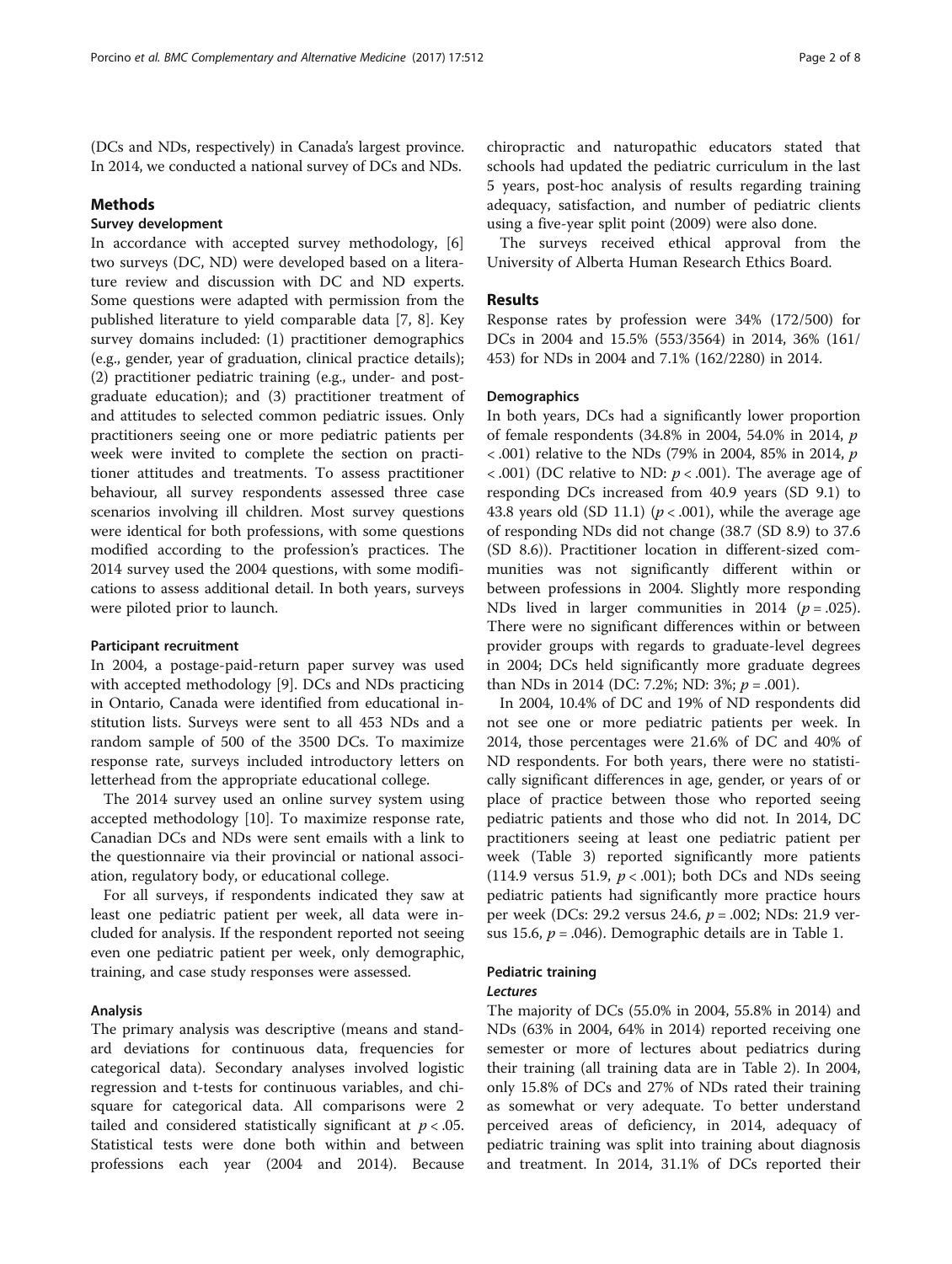(DCs and NDs, respectively) in Canada's largest province. In 2014, we conducted a national survey of DCs and NDs.

## Methods

### Survey development

In accordance with accepted survey methodology, [6] two surveys (DC, ND) were developed based on a literature review and discussion with DC and ND experts. Some questions were adapted with permission from the published literature to yield comparable data [7, 8]. Key survey domains included: (1) practitioner demographics (e.g., gender, year of graduation, clinical practice details); (2) practitioner pediatric training (e.g., under- and postgraduate education); and (3) practitioner treatment of and attitudes to selected common pediatric issues. Only practitioners seeing one or more pediatric patients per week were invited to complete the section on practitioner attitudes and treatments. To assess practitioner behaviour, all survey respondents assessed three case scenarios involving ill children. Most survey questions were identical for both professions, with some questions modified according to the profession's practices. The 2014 survey used the 2004 questions, with some modifications to assess additional detail. In both years, surveys were piloted prior to launch.

### Participant recruitment

In 2004, a postage-paid-return paper survey was used with accepted methodology [9]. DCs and NDs practicing in Ontario, Canada were identified from educational institution lists. Surveys were sent to all 453 NDs and a random sample of 500 of the 3500 DCs. To maximize response rate, surveys included introductory letters on letterhead from the appropriate educational college.

The 2014 survey used an online survey system using accepted methodology [10]. To maximize response rate, Canadian DCs and NDs were sent emails with a link to the questionnaire via their provincial or national association, regulatory body, or educational college.

For all surveys, if respondents indicated they saw at least one pediatric patient per week, all data were included for analysis. If the respondent reported not seeing even one pediatric patient per week, only demographic, training, and case study responses were assessed.

### Analysis

The primary analysis was descriptive (means and standard deviations for continuous data, frequencies for categorical data). Secondary analyses involved logistic regression and t-tests for continuous variables, and chi-square for categorical data. All comparisons were 2 tailed and considered statistically significant at $p < .05$. Statistical tests were done both within and between professions each year (2004 and 2014). Because chiropractic and naturopathic educators stated that schools had updated the pediatric curriculum in the last 5 years, post-hoc analysis of results regarding training adequacy, satisfaction, and number of pediatric clients using a five-year split point (2009) were also done.

The surveys received ethical approval from the University of Alberta Human Research Ethics Board.

## Results

Response rates by profession were 34% (172/500) for DCs in 2004 and 15.5% (553/3564) in 2014, 36% (161/453) for NDs in 2004 and 7.1% (162/2280) in 2014.

### Demographics

In both years, DCs had a significantly lower proportion of female respondents (34.8% in 2004, 54.0% in 2014, $p < .001$) relative to the NDs (79% in 2004, 85% in 2014, $p < .001$) (DC relative to ND: $p < .001$). The average age of responding DCs increased from 40.9 years (SD 9.1) to 43.8 years old (SD 11.1) ($p < .001$), while the average age of responding NDs did not change (38.7 (SD 8.9) to 37.6 (SD 8.6)). Practitioner location in different-sized communities was not significantly different within or between professions in 2004. Slightly more responding NDs lived in larger communities in 2014 ($p = .025$). There were no significant differences within or between provider groups with regards to graduate-level degrees in 2004; DCs held significantly more graduate degrees than NDs in 2014 (DC: 7.2%; ND: 3%; $p = .001$).

In 2004, 10.4% of DC and 19% of ND respondents did not see one or more pediatric patients per week. In 2014, those percentages were 21.6% of DC and 40% of ND respondents. For both years, there were no statistically significant differences in age, gender, or years of or place of practice between those who reported seeing pediatric patients and those who did not. In 2014, DC practitioners seeing at least one pediatric patient per week (Table 3) reported significantly more patients (114.9 versus 51.9, $p < .001$); both DCs and NDs seeing pediatric patients had significantly more practice hours per week (DCs: 29.2 versus 24.6, $p = .002$; NDs: 21.9 versus 15.6, $p = .046$). Demographic details are in Table 1.

### Pediatric training

#### *Lectures*

The majority of DCs (55.0% in 2004, 55.8% in 2014) and NDs (63% in 2004, 64% in 2014) reported receiving one semester or more of lectures about pediatrics during their training (all training data are in Table 2). In 2004, only 15.8% of DCs and 27% of NDs rated their training as somewhat or very adequate. To better understand perceived areas of deficiency, in 2014, adequacy of pediatric training was split into training about diagnosis and treatment. In 2014, 31.1% of DCs reported their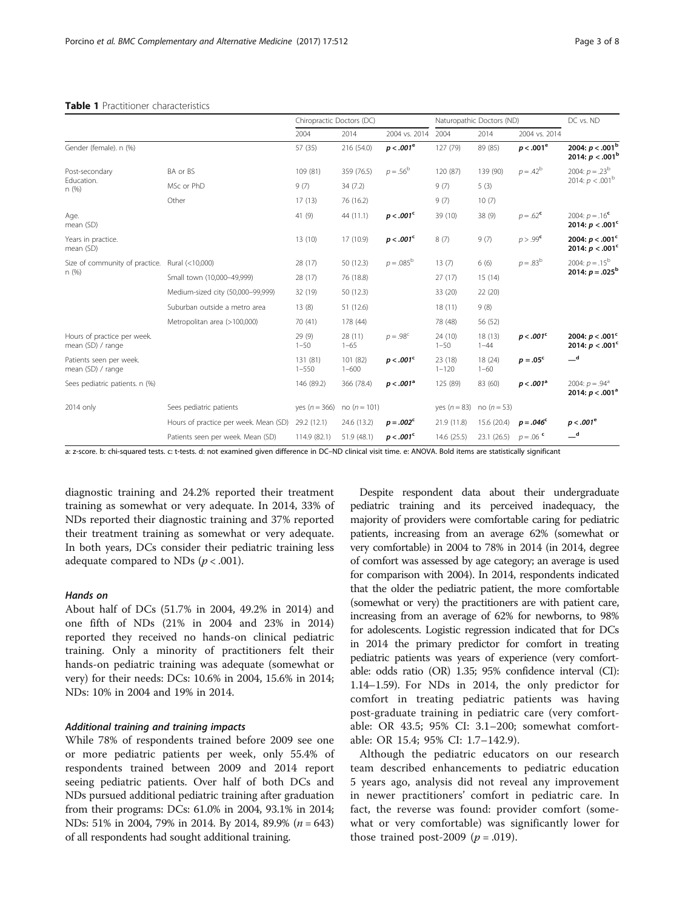**Table 1** Practitioner characteristics

| | | Chiropractic Doctors (DC) | | | Naturopathic Doctors (ND) | | | DC vs. ND |
|---|---|---|---|---|---|---|---|---|
| | | 2004 | 2014 | 2004 vs. 2014 | 2004 | 2014 | 2004 vs. 2014 | |
| Gender (female). n (%) | | 57 (35) | 216 (54.0) | **$p < .001^e$** | 127 (79) | 89 (85) | **$p < .001^e$** | **2004: $p < .001^b$ 2014: $p < .001^b$** |
| Post-secondary Education. n (%) | BA or BS | 109 (81) | 359 (76.5) | $p = .56^b$ | 120 (87) | 139 (90) | $p = .42^b$ | 2004: $p = .23^b$ 2014: $p < .001^b$ |
| | MSc or PhD | 9 (7) | 34 (7.2) | | 9 (7) | 5 (3) | | |
| | Other | 17 (13) | 76 (16.2) | | 9 (7) | 10 (7) | | |
| Age. mean (SD) | | 41 (9) | 44 (11.1) | **$p < .001^c$** | 39 (10) | 38 (9) | $p = .62^c$ | 2004: $p = .16^c$ **2014: $p < .001^c$** |
| Years in practice. mean (SD) | | 13 (10) | 17 (10.9) | **$p < .001^c$** | 8 (7) | 9 (7) | $p > .99^c$ | **2004: $p < .001^c$ 2014: $p < .001^c$** |
| Size of community of practice. n (%) | Rural (<10,000) | 28 (17) | 50 (12.3) | $p = .085^b$ | 13 (7) | 6 (6) | $p = .83^b$ | 2004: $p = .15^b$ **2014: $p = .025^b$** |
| | Small town (10,000–49,999) | 28 (17) | 76 (18.8) | | 27 (17) | 15 (14) | | |
| | Medium-sized city (50,000–99,999) | 32 (19) | 50 (12.3) | | 33 (20) | 22 (20) | | |
| | Suburban outside a metro area | 13 (8) | 51 (12.6) | | 18 (11) | 9 (8) | | |
| | Metropolitan area (>100,000) | 70 (41) | 178 (44) | | 78 (48) | 56 (52) | | |
| Hours of practice per week. mean (SD) / range | | 29 (9) 1–50 | 28 (11) 1–65 | $p = .98^c$ | 24 (10) 1–50 | 18 (13) 1–44 | **$p < .001^c$** | **2004: $p < .001^c$ 2014: $p < .001^c$** |
| Patients seen per week. mean (SD) / range | | 131 (81) 1–550 | 101 (82) 1–600 | **$p < .001^c$** | 23 (18) 1–120 | 18 (24) 1–60 | **$p = .05^c$** | —[d] |
| Sees pediatric patients. n (%) | | 146 (89.2) | 366 (78.4) | **$p < .001^a$** | 125 (89) | 83 (60) | **$p < .001^a$** | 2004: $p = .94^a$ **2014: $p < .001^a$** |
| 2014 only | Sees pediatric patients | yes ($n = 366$) | no ($n = 101$) | | yes ($n = 83$) | no ($n = 53$) | | |
| | Hours of practice per week. Mean (SD) | 29.2 (12.1) | 24.6 (13.2) | **$p = .002^c$** | 21.9 (11.8) | 15.6 (20.4) | **$p = .046^c$** | **$p < .001^e$** |
| | Patients seen per week. Mean (SD) | 114.9 (82.1) | 51.9 (48.1) | **$p < .001^c$** | 14.6 (25.5) | 23.1 (26.5) | $p = .06^c$ | —[d] |

a: z-score. b: chi-squared tests. c: t-tests. d: not examined given difference in DC–ND clinical visit time. e: ANOVA. Bold items are statistically significant

diagnostic training and 24.2% reported their treatment training as somewhat or very adequate. In 2014, 33% of NDs reported their diagnostic training and 37% reported their treatment training as somewhat or very adequate. In both years, DCs consider their pediatric training less adequate compared to NDs ($p < .001$).

### Hands on

About half of DCs (51.7% in 2004, 49.2% in 2014) and one fifth of NDs (21% in 2004 and 23% in 2014) reported they received no hands-on clinical pediatric training. Only a minority of practitioners felt their hands-on pediatric training was adequate (somewhat or very) for their needs: DCs: 10.6% in 2004, 15.6% in 2014; NDs: 10% in 2004 and 19% in 2014.

### Additional training and training impacts

While 78% of respondents trained before 2009 see one or more pediatric patients per week, only 55.4% of respondents trained between 2009 and 2014 report seeing pediatric patients. Over half of both DCs and NDs pursued additional pediatric training after graduation from their programs: DCs: 61.0% in 2004, 93.1% in 2014; NDs: 51% in 2004, 79% in 2014. By 2014, 89.9% ($n = 643$) of all respondents had sought additional training.

Despite respondent data about their undergraduate pediatric training and its perceived inadequacy, the majority of providers were comfortable caring for pediatric patients, increasing from an average 62% (somewhat or very comfortable) in 2004 to 78% in 2014 (in 2014, degree of comfort was assessed by age category; an average is used for comparison with 2004). In 2014, respondents indicated that the older the pediatric patient, the more comfortable (somewhat or very) the practitioners are with patient care, increasing from an average of 62% for newborns, to 98% for adolescents. Logistic regression indicated that for DCs in 2014 the primary predictor for comfort in treating pediatric patients was years of experience (very comfortable: odds ratio (OR) 1.35; 95% confidence interval (CI): 1.14–1.59). For NDs in 2014, the only predictor for comfort in treating pediatric patients was having post-graduate training in pediatric care (very comfortable: OR 43.5; 95% CI: 3.1–200; somewhat comfortable: OR 15.4; 95% CI: 1.7–142.9).

Although the pediatric educators on our research team described enhancements to pediatric education 5 years ago, analysis did not reveal any improvement in newer practitioners' comfort in pediatric care. In fact, the reverse was found: provider comfort (somewhat or very comfortable) was significantly lower for those trained post-2009 ($p = .019$).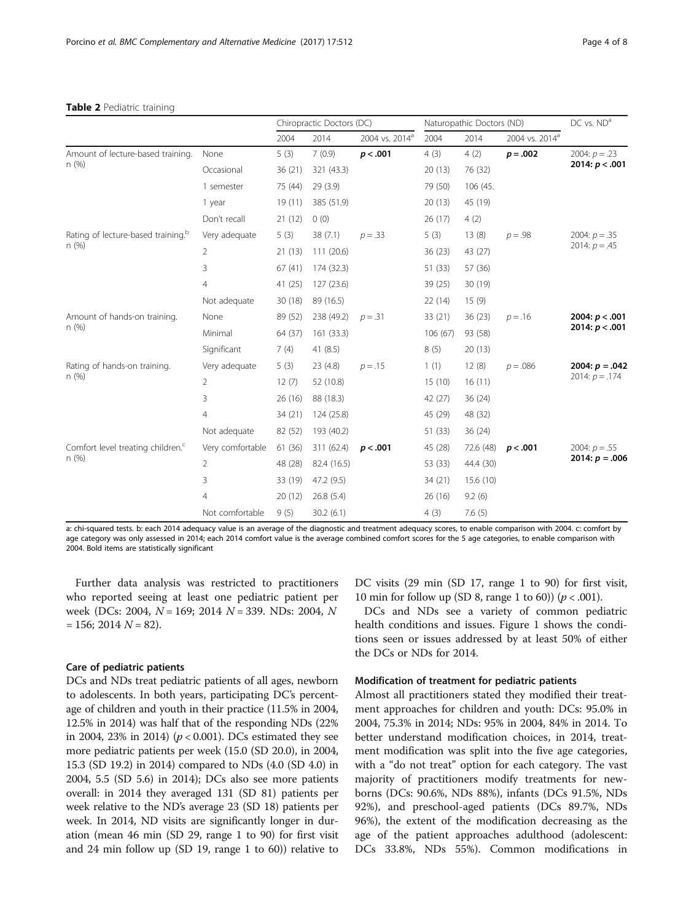**Table 2** Pediatric training

| | | Chiropractic Doctors (DC) | | | Naturopathic Doctors (ND) | | | DC vs. ND[a] |
|---|---|---|---|---|---|---|---|---|
| | | 2004 | 2014 | 2004 vs. 2014[a] | 2004 | 2014 | 2004 vs. 2014[a] | |
| Amount of lecture-based training. n (%) | None | 5 (3) | 7 (0.9) | **$p < .001$** | 4 (3) | 4 (2) | **$p = .002$** | 2004: $p = .23$ |
| | Occasional | 36 (21) | 321 (43.3) | | 20 (13) | 76 (32) | | **2014: $p < .001$** |
| | 1 semester | 75 (44) | 29 (3.9) | | 79 (50) | 106 (45. | | |
| | 1 year | 19 (11) | 385 (51.9) | | 20 (13) | 45 (19) | | |
| | Don't recall | 21 (12) | 0 (0) | | 26 (17) | 4 (2) | | |
| Rating of lecture-based training.[b] n (%) | Very adequate | 5 (3) | 38 (7.1) | $p = .33$ | 5 (3) | 13 (8) | $p = .98$ | 2004: $p = .35$ |
| | 2 | 21 (13) | 111 (20.6) | | 36 (23) | 43 (27) | | 2014: $p = .45$ |
| | 3 | 67 (41) | 174 (32.3) | | 51 (33) | 57 (36) | | |
| | 4 | 41 (25) | 127 (23.6) | | 39 (25) | 30 (19) | | |
| | Not adequate | 30 (18) | 89 (16.5) | | 22 (14) | 15 (9) | | |
| Amount of hands-on training. n (%) | None | 89 (52) | 238 (49.2) | $p = .31$ | 33 (21) | 36 (23) | $p = .16$ | **2004: $p < .001$** |
| | Minimal | 64 (37) | 161 (33.3) | | 106 (67) | 93 (58) | | **2014: $p < .001$** |
| | Significant | 7 (4) | 41 (8.5) | | 8 (5) | 20 (13) | | |
| Rating of hands-on training. n (%) | Very adequate | 5 (3) | 23 (4.8) | $p = .15$ | 1 (1) | 12 (8) | $p = .086$ | **2004: $p = .042$** |
| | 2 | 12 (7) | 52 (10.8) | | 15 (10) | 16 (11) | | 2014: $p = .174$ |
| | 3 | 26 (16) | 88 (18.3) | | 42 (27) | 36 (24) | | |
| | 4 | 34 (21) | 124 (25.8) | | 45 (29) | 48 (32) | | |
| | Not adequate | 82 (52) | 193 (40.2) | | 51 (33) | 36 (24) | | |
| Comfort level treating children.[c] n (%) | Very comfortable | 61 (36) | 311 (62.4) | **$p < .001$** | 45 (28) | 72.6 (48) | **$p < .001$** | 2004: $p = .55$ |
| | 2 | 48 (28) | 82.4 (16.5) | | 53 (33) | 44.4 (30) | | **2014: $p = .006$** |
| | 3 | 33 (19) | 47.2 (9.5) | | 34 (21) | 15.6 (10) | | |
| | 4 | 20 (12) | 26.8 (5.4) | | 26 (16) | 9.2 (6) | | |
| | Not comfortable | 9 (5) | 30.2 (6.1) | | 4 (3) | 7.6 (5) | | |

a: chi-squared tests. b: each 2014 adequacy value is an average of the diagnostic and treatment adequacy scores, to enable comparison with 2004. c: comfort by age category was only assessed in 2014; each 2014 comfort value is the average combined comfort scores for the 5 age categories, to enable comparison with 2004. Bold items are statistically significant

Further data analysis was restricted to practitioners who reported seeing at least one pediatric patient per week (DCs: 2004, $N = 169$; 2014 $N = 339$. NDs: 2004, $N = 156$; 2014 $N = 82$).

### Care of pediatric patients

DCs and NDs treat pediatric patients of all ages, newborn to adolescents. In both years, participating DC's percentage of children and youth in their practice (11.5% in 2004, 12.5% in 2014) was half that of the responding NDs (22% in 2004, 23% in 2014) ($p < 0.001$). DCs estimated they see more pediatric patients per week (15.0 (SD 20.0), in 2004, 15.3 (SD 19.2) in 2014) compared to NDs (4.0 (SD 4.0) in 2004, 5.5 (SD 5.6) in 2014); DCs also see more patients overall: in 2014 they averaged 131 (SD 81) patients per week relative to the ND's average 23 (SD 18) patients per week. In 2014, ND visits are significantly longer in duration (mean 46 min (SD 29, range 1 to 90) for first visit and 24 min follow up (SD 19, range 1 to 60)) relative to DC visits (29 min (SD 17, range 1 to 90) for first visit, 10 min for follow up (SD 8, range 1 to 60)) ($p < .001$).

DCs and NDs see a variety of common pediatric health conditions and issues. Figure 1 shows the conditions seen or issues addressed by at least 50% of either the DCs or NDs for 2014.

### Modification of treatment for pediatric patients

Almost all practitioners stated they modified their treatment approaches for children and youth: DCs: 95.0% in 2004, 75.3% in 2014; NDs: 95% in 2004, 84% in 2014. To better understand modification choices, in 2014, treatment modification was split into the five age categories, with a "do not treat" option for each category. The vast majority of practitioners modify treatments for newborns (DCs: 90.6%, NDs 88%), infants (DCs 91.5%, NDs 92%), and preschool-aged patients (DCs 89.7%, NDs 96%), the extent of the modification decreasing as the age of the patient approaches adulthood (adolescent: DCs 33.8%, NDs 55%). Common modifications in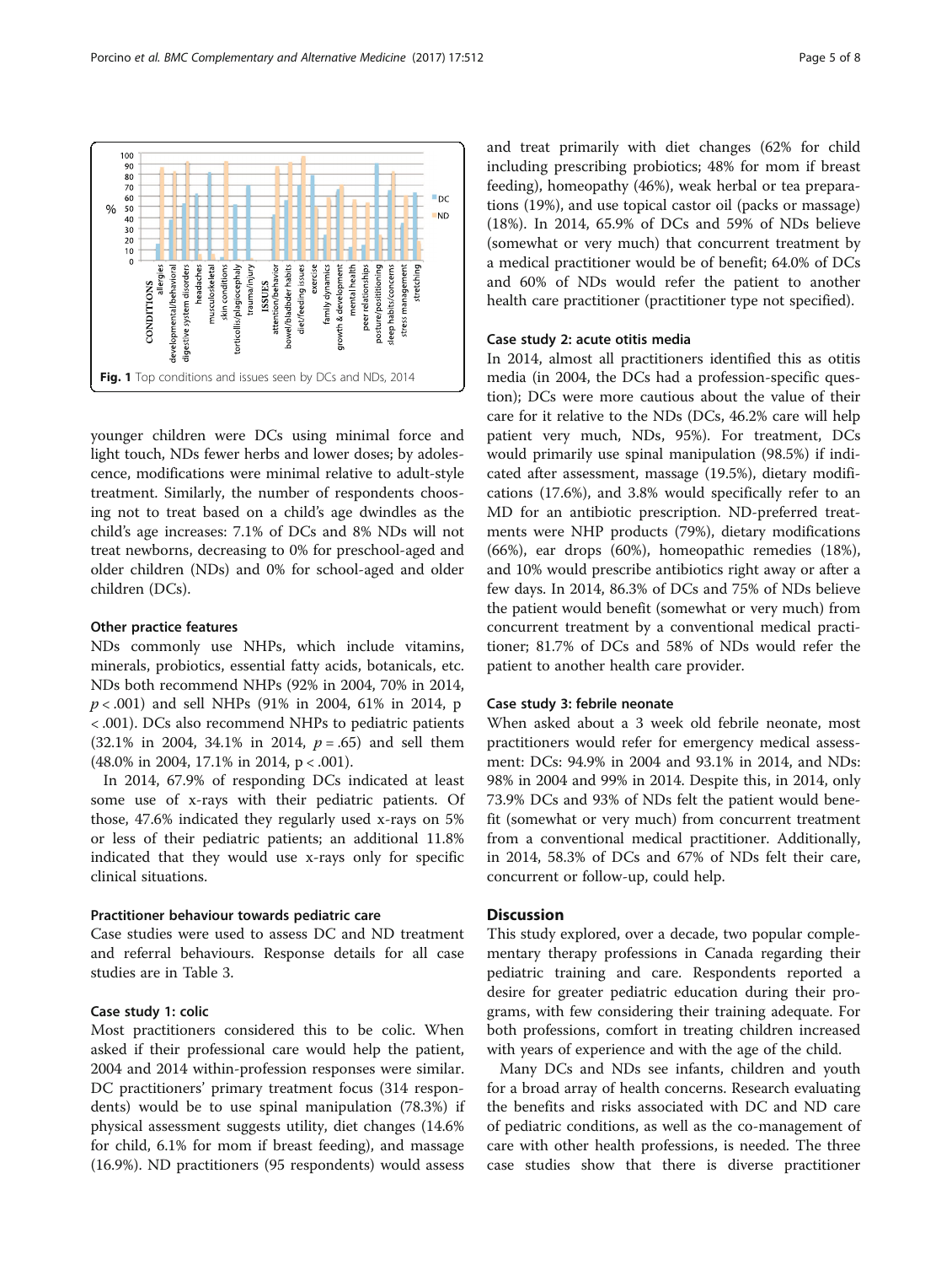**Fig. 1** Top conditions and issues seen by DCs and NDs, 2014

younger children were DCs using minimal force and light touch, NDs fewer herbs and lower doses; by adolescence, modifications were minimal relative to adult-style treatment. Similarly, the number of respondents choosing not to treat based on a child's age dwindles as the child's age increases: 7.1% of DCs and 8% NDs will not treat newborns, decreasing to 0% for preschool-aged and older children (NDs) and 0% for school-aged and older children (DCs).

### Other practice features

NDs commonly use NHPs, which include vitamins, minerals, probiotics, essential fatty acids, botanicals, etc. NDs both recommend NHPs (92% in 2004, 70% in 2014, $p < .001$) and sell NHPs (91% in 2004, 61% in 2014, $p < .001$). DCs also recommend NHPs to pediatric patients (32.1% in 2004, 34.1% in 2014, $p = .65$) and sell them (48.0% in 2004, 17.1% in 2014, $p < .001$).

In 2014, 67.9% of responding DCs indicated at least some use of x-rays with their pediatric patients. Of those, 47.6% indicated they regularly used x-rays on 5% or less of their pediatric patients; an additional 11.8% indicated that they would use x-rays only for specific clinical situations.

### Practitioner behaviour towards pediatric care

Case studies were used to assess DC and ND treatment and referral behaviours. Response details for all case studies are in Table 3.

### Case study 1: colic

Most practitioners considered this to be colic. When asked if their professional care would help the patient, 2004 and 2014 within-profession responses were similar. DC practitioners' primary treatment focus (314 respondents) would be to use spinal manipulation (78.3%) if physical assessment suggests utility, diet changes (14.6% for child, 6.1% for mom if breast feeding), and massage (16.9%). ND practitioners (95 respondents) would assess and treat primarily with diet changes (62% for child including prescribing probiotics; 48% for mom if breast feeding), homeopathy (46%), weak herbal or tea preparations (19%), and use topical castor oil (packs or massage) (18%). In 2014, 65.9% of DCs and 59% of NDs believe (somewhat or very much) that concurrent treatment by a medical practitioner would be of benefit; 64.0% of DCs and 60% of NDs would refer the patient to another health care practitioner (practitioner type not specified).

### Case study 2: acute otitis media

In 2014, almost all practitioners identified this as otitis media (in 2004, the DCs had a profession-specific question); DCs were more cautious about the value of their care for it relative to the NDs (DCs, 46.2% care will help patient very much, NDs, 95%). For treatment, DCs would primarily use spinal manipulation (98.5%) if indicated after assessment, massage (19.5%), dietary modifications (17.6%), and 3.8% would specifically refer to an MD for an antibiotic prescription. ND-preferred treatments were NHP products (79%), dietary modifications (66%), ear drops (60%), homeopathic remedies (18%), and 10% would prescribe antibiotics right away or after a few days. In 2014, 86.3% of DCs and 75% of NDs believe the patient would benefit (somewhat or very much) from concurrent treatment by a conventional medical practitioner; 81.7% of DCs and 58% of NDs would refer the patient to another health care provider.

### Case study 3: febrile neonate

When asked about a 3 week old febrile neonate, most practitioners would refer for emergency medical assessment: DCs: 94.9% in 2004 and 93.1% in 2014, and NDs: 98% in 2004 and 99% in 2014. Despite this, in 2014, only 73.9% DCs and 93% of NDs felt the patient would benefit (somewhat or very much) from concurrent treatment from a conventional medical practitioner. Additionally, in 2014, 58.3% of DCs and 67% of NDs felt their care, concurrent or follow-up, could help.

## Discussion

This study explored, over a decade, two popular complementary therapy professions in Canada regarding their pediatric training and care. Respondents reported a desire for greater pediatric education during their programs, with few considering their training adequate. For both professions, comfort in treating children increased with years of experience and with the age of the child.

Many DCs and NDs see infants, children and youth for a broad array of health concerns. Research evaluating the benefits and risks associated with DC and ND care of pediatric conditions, as well as the co-management of care with other health professions, is needed. The three case studies show that there is diverse practitioner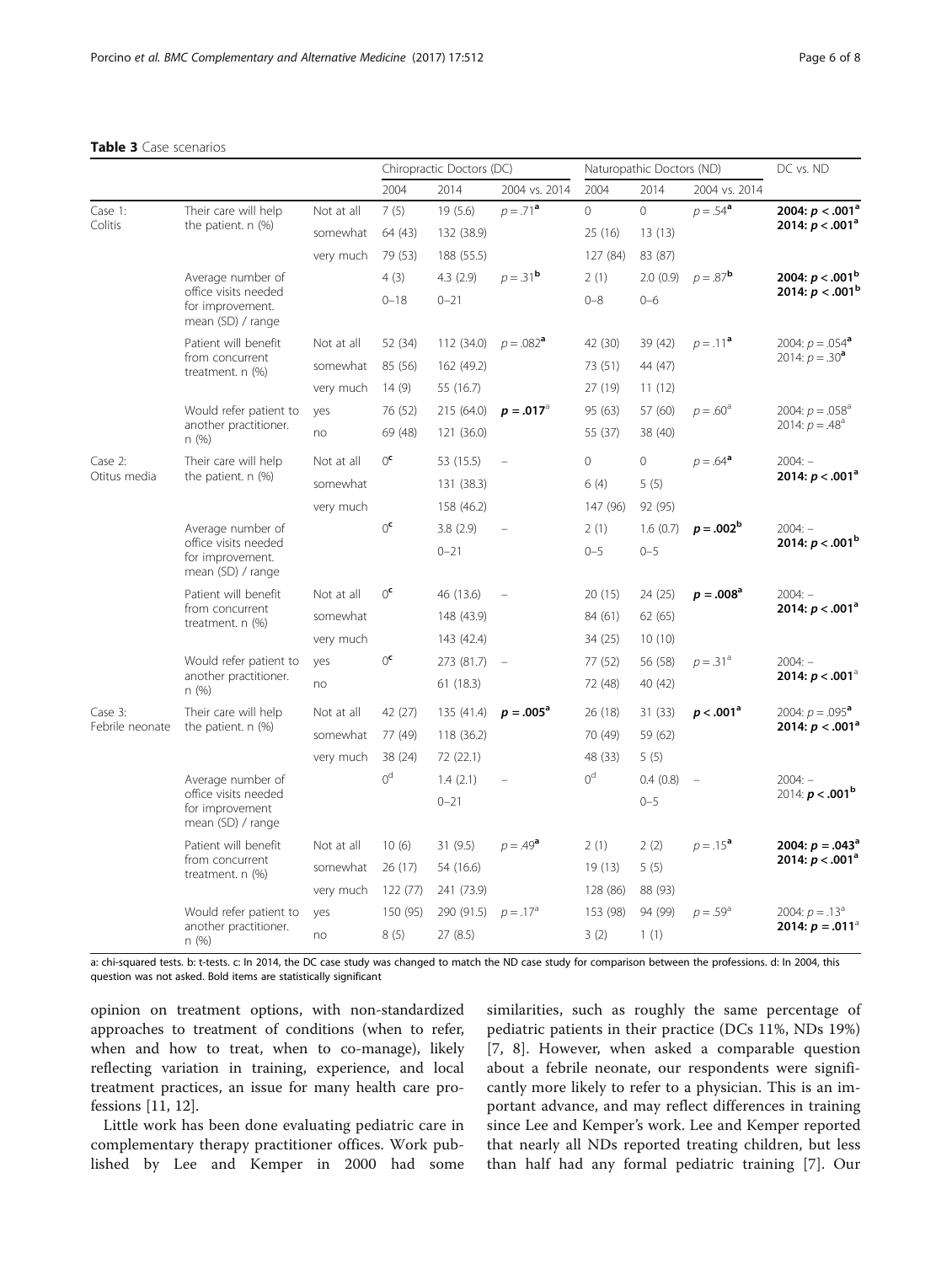**Table 3** Case scenarios

| | | | Chiropractic Doctors (DC) | | | Naturopathic Doctors (ND) | | | DC vs. ND |
|---|---|---|---|---|---|---|---|---|---|
| | | | 2004 | 2014 | 2004 vs. 2014 | 2004 | 2014 | 2004 vs. 2014 | |
| Case 1: Colitis | Their care will help the patient. n (%) | Not at all | 7 (5) | 19 (5.6) | $p = .71$[a] | 0 | 0 | $p = .54$[a] | **2004: $p < .001$[a]** **2014: $p < .001$[a]** |
| | | somewhat | 64 (43) | 132 (38.9) | | 25 (16) | 13 (13) | | |
| | | very much | 79 (53) | 188 (55.5) | | 127 (84) | 83 (87) | | |
| | Average number of office visits needed for improvement. mean (SD) / range | | 4 (3) | 4.3 (2.9) | $p = .31$[b] | 2 (1) | 2.0 (0.9) | $p = .87$[b] | **2004: $p < .001$[b]** **2014: $p < .001$[b]** |
| | | | 0–18 | 0–21 | | 0–8 | 0–6 | | |
| | Patient will benefit from concurrent treatment. n (%) | Not at all | 52 (34) | 112 (34.0) | $p = .082$[a] | 42 (30) | 39 (42) | $p = .11$[a] | 2004: $p = .054$[a] 2014: $p = .30$[a] |
| | | somewhat | 85 (56) | 162 (49.2) | | 73 (51) | 44 (47) | | |
| | | very much | 14 (9) | 55 (16.7) | | 27 (19) | 11 (12) | | |
| | Would refer patient to another practitioner. n (%) | yes | 76 (52) | 215 (64.0) | **$p = .017$[a]** | 95 (63) | 57 (60) | $p = .60$[a] | 2004: $p = .058$[a] 2014: $p = .48$[a] |
| | | no | 69 (48) | 121 (36.0) | | 55 (37) | 38 (40) | | |
| Case 2: Otitus media | Their care will help the patient. n (%) | Not at all | 0[c] | 53 (15.5) | – | 0 | 0 | $p = .64$[a] | 2004: – **2014: $p < .001$[a]** |
| | | somewhat | | 131 (38.3) | | 6 (4) | 5 (5) | | |
| | | very much | | 158 (46.2) | | 147 (96) | 92 (95) | | |
| | Average number of office visits needed for improvement. mean (SD) / range | | 0[c] | 3.8 (2.9) | – | 2 (1) | 1.6 (0.7) | **$p = .002$[b]** | 2004: – **2014: $p < .001$[b]** |
| | | | | 0–21 | | 0–5 | 0–5 | | |
| | Patient will benefit from concurrent treatment. n (%) | Not at all | 0[c] | 46 (13.6) | – | 20 (15) | 24 (25) | **$p = .008$[a]** | 2004: – **2014: $p < .001$[a]** |
| | | somewhat | | 148 (43.9) | | 84 (61) | 62 (65) | | |
| | | very much | | 143 (42.4) | | 34 (25) | 10 (10) | | |
| | Would refer patient to another practitioner. n (%) | yes | 0[c] | 273 (81.7) | – | 77 (52) | 56 (58) | $p = .31$[a] | 2004: – **2014: $p < .001$[a]** |
| | | no | | 61 (18.3) | | 72 (48) | 40 (42) | | |
| Case 3: Febrile neonate | Their care will help the patient. n (%) | Not at all | 42 (27) | 135 (41.4) | **$p = .005$[a]** | 26 (18) | 31 (33) | **$p < .001$[a]** | 2004: $p = .095$[a] **2014: $p < .001$[a]** |
| | | somewhat | 77 (49) | 118 (36.2) | | 70 (49) | 59 (62) | | |
| | | very much | 38 (24) | 72 (22.1) | | 48 (33) | 5 (5) | | |
| | Average number of office visits needed for improvement mean (SD) / range | | 0[d] | 1.4 (2.1) | – | 0[d] | 0.4 (0.8) | – | 2004: – 2014: **$p < .001$[b]** |
| | | | | 0–21 | | | 0–5 | | |
| | Patient will benefit from concurrent treatment. n (%) | Not at all | 10 (6) | 31 (9.5) | $p = .49$[a] | 2 (1) | 2 (2) | $p = .15$[a] | **2004: $p = .043$[a]** **2014: $p < .001$[a]** |
| | | somewhat | 26 (17) | 54 (16.6) | | 19 (13) | 5 (5) | | |
| | | very much | 122 (77) | 241 (73.9) | | 128 (86) | 88 (93) | | |
| | Would refer patient to another practitioner. n (%) | yes | 150 (95) | 290 (91.5) | $p = .17$[a] | 153 (98) | 94 (99) | $p = .59$[a] | 2004: $p = .13$[a] **2014: $p = .011$[a]** |
| | | no | 8 (5) | 27 (8.5) | | 3 (2) | 1 (1) | | |

a: chi-squared tests. b: t-tests. c: In 2014, the DC case study was changed to match the ND case study for comparison between the professions. d: In 2004, this question was not asked. Bold items are statistically significant

opinion on treatment options, with non-standardized approaches to treatment of conditions (when to refer, when and how to treat, when to co-manage), likely reflecting variation in training, experience, and local treatment practices, an issue for many health care professions [11, 12].

Little work has been done evaluating pediatric care in complementary therapy practitioner offices. Work published by Lee and Kemper in 2000 had some similarities, such as roughly the same percentage of pediatric patients in their practice (DCs 11%, NDs 19%) [7, 8]. However, when asked a comparable question about a febrile neonate, our respondents were significantly more likely to refer to a physician. This is an important advance, and may reflect differences in training since Lee and Kemper's work. Lee and Kemper reported that nearly all NDs reported treating children, but less than half had any formal pediatric training [7]. Our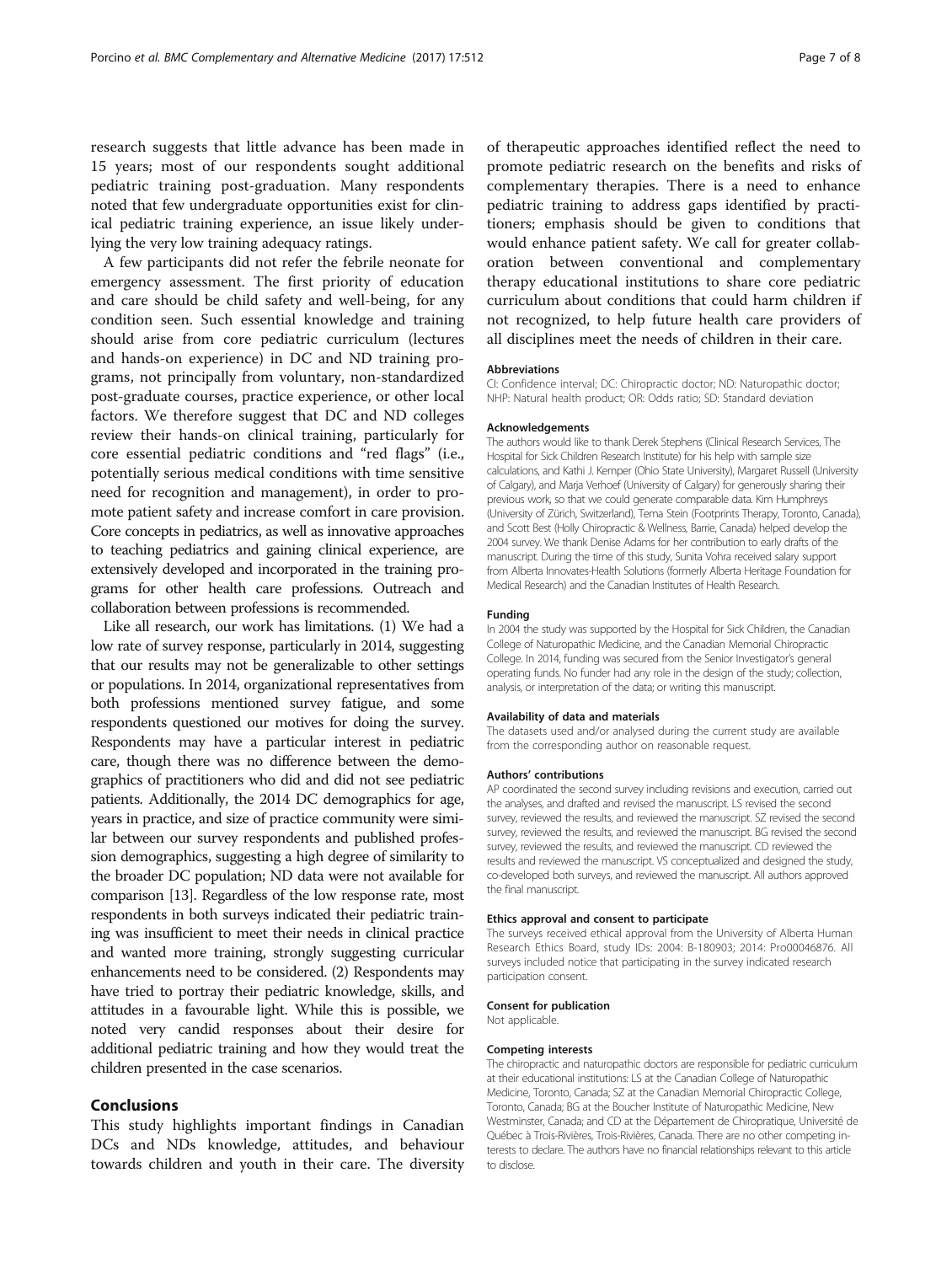research suggests that little advance has been made in 15 years; most of our respondents sought additional pediatric training post-graduation. Many respondents noted that few undergraduate opportunities exist for clinical pediatric training experience, an issue likely underlying the very low training adequacy ratings.

A few participants did not refer the febrile neonate for emergency assessment. The first priority of education and care should be child safety and well-being, for any condition seen. Such essential knowledge and training should arise from core pediatric curriculum (lectures and hands-on experience) in DC and ND training programs, not principally from voluntary, non-standardized post-graduate courses, practice experience, or other local factors. We therefore suggest that DC and ND colleges review their hands-on clinical training, particularly for core essential pediatric conditions and "red flags" (i.e., potentially serious medical conditions with time sensitive need for recognition and management), in order to promote patient safety and increase comfort in care provision. Core concepts in pediatrics, as well as innovative approaches to teaching pediatrics and gaining clinical experience, are extensively developed and incorporated in the training programs for other health care professions. Outreach and collaboration between professions is recommended.

Like all research, our work has limitations. (1) We had a low rate of survey response, particularly in 2014, suggesting that our results may not be generalizable to other settings or populations. In 2014, organizational representatives from both professions mentioned survey fatigue, and some respondents questioned our motives for doing the survey. Respondents may have a particular interest in pediatric care, though there was no difference between the demographics of practitioners who did and did not see pediatric patients. Additionally, the 2014 DC demographics for age, years in practice, and size of practice community were similar between our survey respondents and published profession demographics, suggesting a high degree of similarity to the broader DC population; ND data were not available for comparison [13]. Regardless of the low response rate, most respondents in both surveys indicated their pediatric training was insufficient to meet their needs in clinical practice and wanted more training, strongly suggesting curricular enhancements need to be considered. (2) Respondents may have tried to portray their pediatric knowledge, skills, and attitudes in a favourable light. While this is possible, we noted very candid responses about their desire for additional pediatric training and how they would treat the children presented in the case scenarios.

## Conclusions

This study highlights important findings in Canadian DCs and NDs knowledge, attitudes, and behaviour towards children and youth in their care. The diversity of therapeutic approaches identified reflect the need to promote pediatric research on the benefits and risks of complementary therapies. There is a need to enhance pediatric training to address gaps identified by practitioners; emphasis should be given to conditions that would enhance patient safety. We call for greater collaboration between conventional and complementary therapy educational institutions to share core pediatric curriculum about conditions that could harm children if not recognized, to help future health care providers of all disciplines meet the needs of children in their care.

#### Abbreviations

CI: Confidence interval; DC: Chiropractic doctor; ND: Naturopathic doctor; NHP: Natural health product; OR: Odds ratio; SD: Standard deviation

#### Acknowledgements

The authors would like to thank Derek Stephens (Clinical Research Services, The Hospital for Sick Children Research Institute) for his help with sample size calculations, and Kathi J. Kemper (Ohio State University), Margaret Russell (University of Calgary), and Marja Verhoef (University of Calgary) for generously sharing their previous work, so that we could generate comparable data. Kim Humphreys (University of Zürich, Switzerland), Tema Stein (Footprints Therapy, Toronto, Canada), and Scott Best (Holly Chiropractic & Wellness, Barrie, Canada) helped develop the 2004 survey. We thank Denise Adams for her contribution to early drafts of the manuscript. During the time of this study, Sunita Vohra received salary support from Alberta Innovates-Health Solutions (formerly Alberta Heritage Foundation for Medical Research) and the Canadian Institutes of Health Research.

#### Funding

In 2004 the study was supported by the Hospital for Sick Children, the Canadian College of Naturopathic Medicine, and the Canadian Memorial Chiropractic College. In 2014, funding was secured from the Senior Investigator's general operating funds. No funder had any role in the design of the study; collection, analysis, or interpretation of the data; or writing this manuscript.

#### Availability of data and materials

The datasets used and/or analysed during the current study are available from the corresponding author on reasonable request.

#### Authors' contributions

AP coordinated the second survey including revisions and execution, carried out the analyses, and drafted and revised the manuscript. LS revised the second survey, reviewed the results, and reviewed the manuscript. SZ revised the second survey, reviewed the results, and reviewed the manuscript. BG revised the second survey, reviewed the results, and reviewed the manuscript. CD reviewed the results and reviewed the manuscript. VS conceptualized and designed the study, co-developed both surveys, and reviewed the manuscript. All authors approved the final manuscript.

#### Ethics approval and consent to participate

The surveys received ethical approval from the University of Alberta Human Research Ethics Board, study IDs: 2004: B-180903; 2014: Pro00046876. All surveys included notice that participating in the survey indicated research participation consent.

#### Consent for publication

Not applicable.

#### Competing interests

The chiropractic and naturopathic doctors are responsible for pediatric curriculum at their educational institutions: LS at the Canadian College of Naturopathic Medicine, Toronto, Canada; SZ at the Canadian Memorial Chiropractic College, Toronto, Canada; BG at the Boucher Institute of Naturopathic Medicine, New Westminster, Canada; and CD at the Département de Chiropratique, Université de Québec à Trois-Rivières, Trois-Rivières, Canada. There are no other competing interests to declare. The authors have no financial relationships relevant to this article to disclose.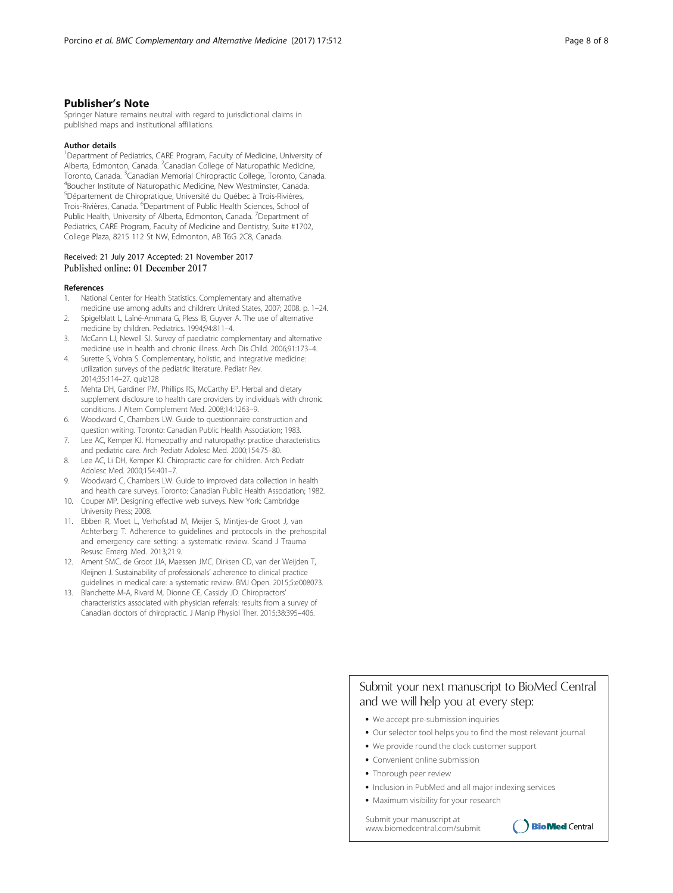## Publisher's Note

Springer Nature remains neutral with regard to jurisdictional claims in published maps and institutional affiliations.

#### Author details

[1]Department of Pediatrics, CARE Program, Faculty of Medicine, University of Alberta, Edmonton, Canada. [2]Canadian College of Naturopathic Medicine, Toronto, Canada. [3]Canadian Memorial Chiropractic College, Toronto, Canada. [4]Boucher Institute of Naturopathic Medicine, New Westminster, Canada. [5]Département de Chiropratique, Université du Québec à Trois-Rivières, Trois-Rivières, Canada. [6]Department of Public Health Sciences, School of Public Health, University of Alberta, Edmonton, Canada. [7]Department of Pediatrics, CARE Program, Faculty of Medicine and Dentistry, Suite #1702, College Plaza, 8215 112 St NW, Edmonton, AB T6G 2C8, Canada.

Received: 21 July 2017 Accepted: 21 November 2017
Published online: 01 December 2017

#### References

1. National Center for Health Statistics. Complementary and alternative medicine use among adults and children: United States, 2007; 2008. p. 1–24.
2. Spigelblatt L, Laîné-Ammara G, Pless IB, Guyver A. The use of alternative medicine by children. Pediatrics. 1994;94:811–4.
3. McCann LJ, Newell SJ. Survey of paediatric complementary and alternative medicine use in health and chronic illness. Arch Dis Child. 2006;91:173–4.
4. Surette S, Vohra S. Complementary, holistic, and integrative medicine: utilization surveys of the pediatric literature. Pediatr Rev. 2014;35:114–27. quiz128
5. Mehta DH, Gardiner PM, Phillips RS, McCarthy EP. Herbal and dietary supplement disclosure to health care providers by individuals with chronic conditions. J Altern Complement Med. 2008;14:1263–9.
6. Woodward C, Chambers LW. Guide to questionnaire construction and question writing. Toronto: Canadian Public Health Association; 1983.
7. Lee AC, Kemper KJ. Homeopathy and naturopathy: practice characteristics and pediatric care. Arch Pediatr Adolesc Med. 2000;154:75–80.
8. Lee AC, Li DH, Kemper KJ. Chiropractic care for children. Arch Pediatr Adolesc Med. 2000;154:401–7.
9. Woodward C, Chambers LW. Guide to improved data collection in health and health care surveys. Toronto: Canadian Public Health Association; 1982.
10. Couper MP. Designing effective web surveys. New York: Cambridge University Press; 2008.
11. Ebben R, Vloet L, Verhofstad M, Meijer S, Mintjes-de Groot J, van Achterberg T. Adherence to guidelines and protocols in the prehospital and emergency care setting: a systematic review. Scand J Trauma Resusc Emerg Med. 2013;21:9.
12. Ament SMC, de Groot JJA, Maessen JMC, Dirksen CD, van der Weijden T, Kleijnen J. Sustainability of professionals' adherence to clinical practice guidelines in medical care: a systematic review. BMJ Open. 2015;5:e008073.
13. Blanchette M-A, Rivard M, Dionne CE, Cassidy JD. Chiropractors' characteristics associated with physician referrals: results from a survey of Canadian doctors of chiropractic. J Manip Physiol Ther. 2015;38:395–406.

Submit your next manuscript to BioMed Central and we will help you at every step:

- We accept pre-submission inquiries
- Our selector tool helps you to find the most relevant journal
- We provide round the clock customer support
- Convenient online submission
- Thorough peer review
- Inclusion in PubMed and all major indexing services
- Maximum visibility for your research

Submit your manuscript at
www.biomedcentral.com/submit

BioMed Central